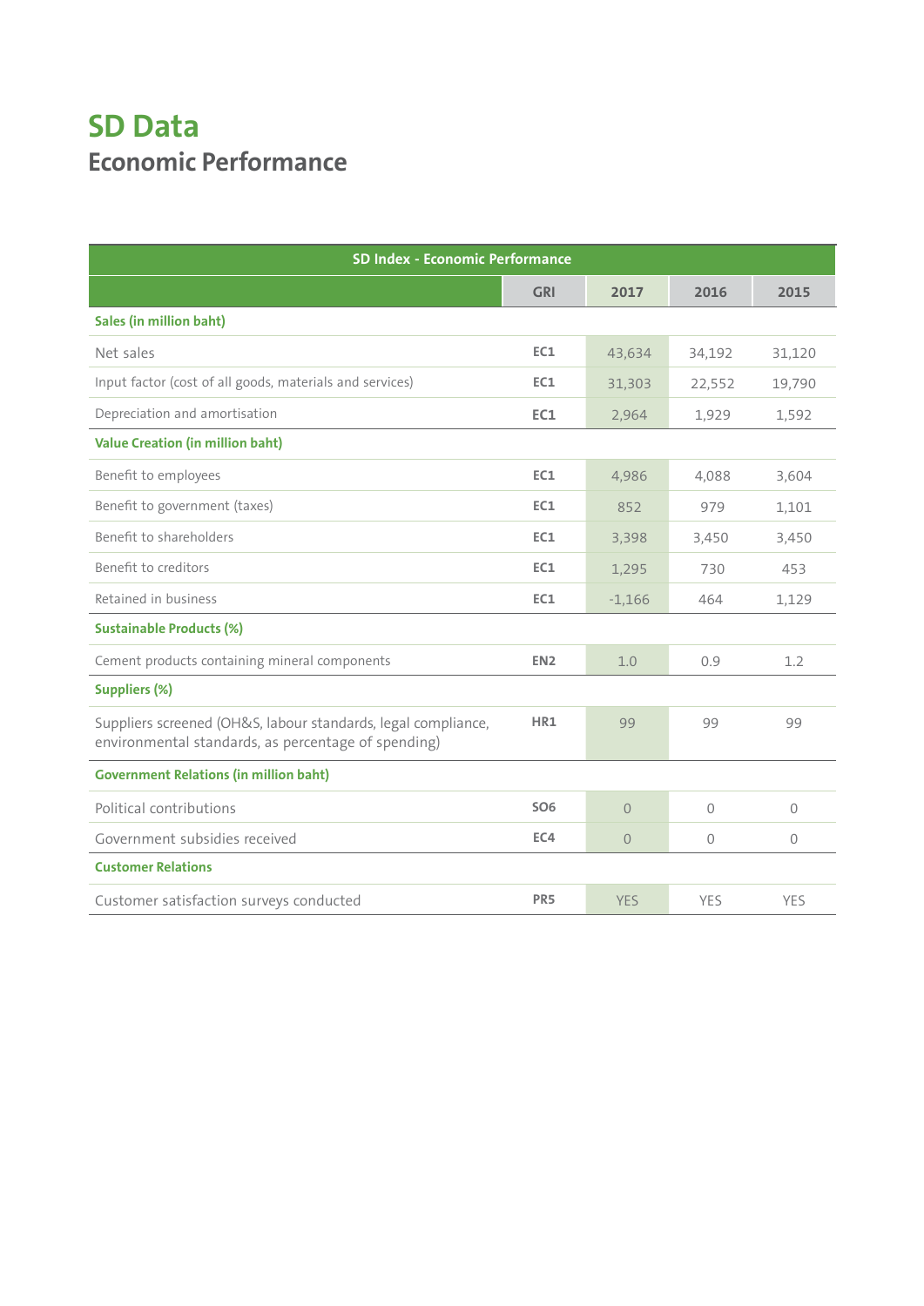# SD Data

## Economic Performance

| SD Index - Economic Performance | GRI | 2017 | 2016 | 2015 |
|---|---|---|---|---|
| **Sales (in million baht)** | | | | |
| Net sales | EC1 | 43,634 | 34,192 | 31,120 |
| Input factor (cost of all goods, materials and services) | EC1 | 31,303 | 22,552 | 19,790 |
| Depreciation and amortisation | EC1 | 2,964 | 1,929 | 1,592 |
| **Value Creation (in million baht)** | | | | |
| Benefit to employees | EC1 | 4,986 | 4,088 | 3,604 |
| Benefit to government (taxes) | EC1 | 852 | 979 | 1,101 |
| Benefit to shareholders | EC1 | 3,398 | 3,450 | 3,450 |
| Benefit to creditors | EC1 | 1,295 | 730 | 453 |
| Retained in business | EC1 | -1,166 | 464 | 1,129 |
| **Sustainable Products (%)** | | | | |
| Cement products containing mineral components | EN2 | 1.0 | 0.9 | 1.2 |
| **Suppliers (%)** | | | | |
| Suppliers screened (OH&S, labour standards, legal compliance, environmental standards, as percentage of spending) | HR1 | 99 | 99 | 99 |
| **Government Relations (in million baht)** | | | | |
| Political contributions | SO6 | 0 | 0 | 0 |
| Government subsidies received | EC4 | 0 | 0 | 0 |
| **Customer Relations** | | | | |
| Customer satisfaction surveys conducted | PR5 | YES | YES | YES |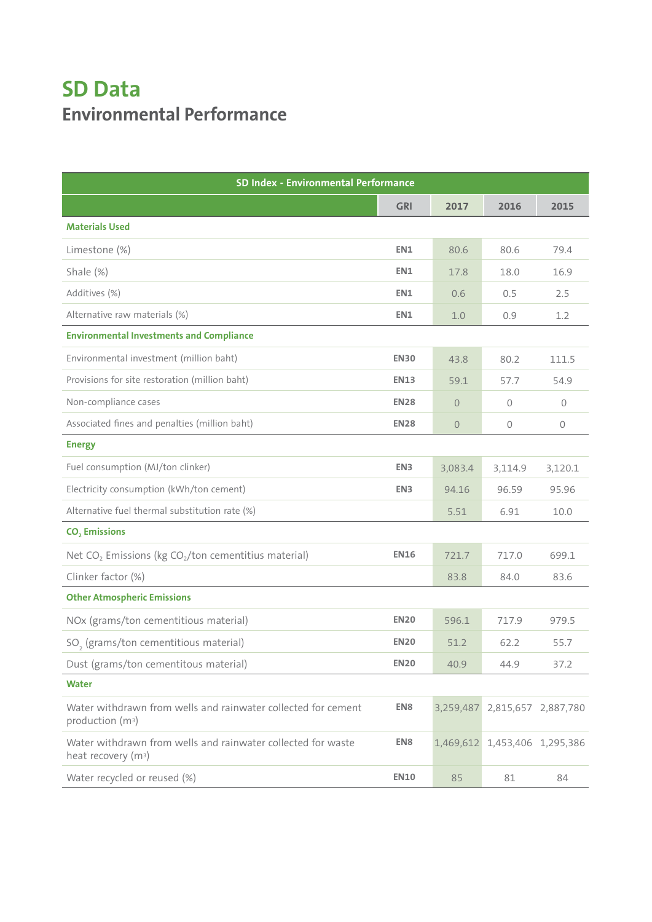# SD Data

## Environmental Performance

| SD Index - Environmental Performance | | | | |
|---|---|---|---|---|
| | GRI | 2017 | 2016 | 2015 |
| **Materials Used** | | | | |
| Limestone (%) | EN1 | 80.6 | 80.6 | 79.4 |
| Shale (%) | EN1 | 17.8 | 18.0 | 16.9 |
| Additives (%) | EN1 | 0.6 | 0.5 | 2.5 |
| Alternative raw materials (%) | EN1 | 1.0 | 0.9 | 1.2 |
| **Environmental Investments and Compliance** | | | | |
| Environmental investment (million baht) | EN30 | 43.8 | 80.2 | 111.5 |
| Provisions for site restoration (million baht) | EN13 | 59.1 | 57.7 | 54.9 |
| Non-compliance cases | EN28 | 0 | 0 | 0 |
| Associated fines and penalties (million baht) | EN28 | 0 | 0 | 0 |
| **Energy** | | | | |
| Fuel consumption (MJ/ton clinker) | EN3 | 3,083.4 | 3,114.9 | 3,120.1 |
| Electricity consumption (kWh/ton cement) | EN3 | 94.16 | 96.59 | 95.96 |
| Alternative fuel thermal substitution rate (%) | | 5.51 | 6.91 | 10.0 |
| **$CO_2$ Emissions** | | | | |
| Net $CO_2$ Emissions (kg $CO_2$/ton cementitius material) | EN16 | 721.7 | 717.0 | 699.1 |
| Clinker factor (%) | | 83.8 | 84.0 | 83.6 |
| **Other Atmospheric Emissions** | | | | |
| NOx (grams/ton cementitious material) | EN20 | 596.1 | 717.9 | 979.5 |
| $SO_2$ (grams/ton cementitious material) | EN20 | 51.2 | 62.2 | 55.7 |
| Dust (grams/ton cementitous material) | EN20 | 40.9 | 44.9 | 37.2 |
| **Water** | | | | |
| Water withdrawn from wells and rainwater collected for cement production ($m^3$) | EN8 | 3,259,487 | 2,815,657 | 2,887,780 |
| Water withdrawn from wells and rainwater collected for waste heat recovery ($m^3$) | EN8 | 1,469,612 | 1,453,406 | 1,295,386 |
| Water recycled or reused (%) | EN10 | 85 | 81 | 84 |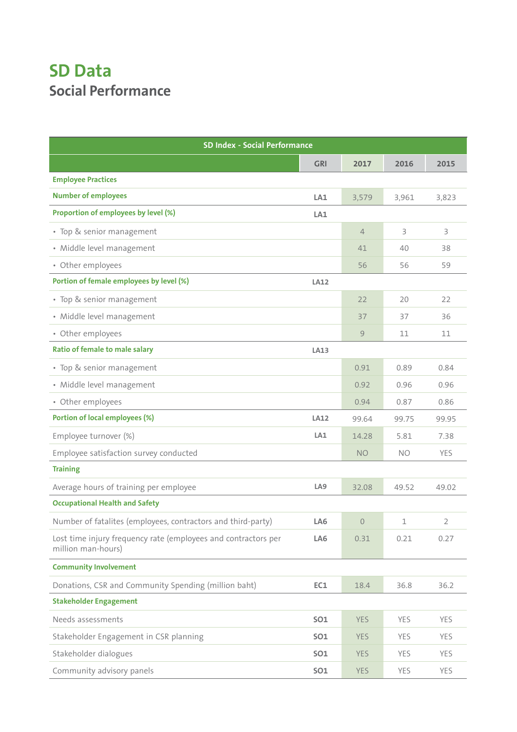# SD Data
## Social Performance

| SD Index - Social Performance | GRI | 2017 | 2016 | 2015 |
|---|---|---|---|---|
| **Employee Practices** | | | | |
| **Number of employees** | LA1 | 3,579 | 3,961 | 3,823 |
| **Proportion of employees by level (%)** | LA1 | | | |
| • Top & senior management | | 4 | 3 | 3 |
| • Middle level management | | 41 | 40 | 38 |
| • Other employees | | 56 | 56 | 59 |
| **Portion of female employees by level (%)** | LA12 | | | |
| • Top & senior management | | 22 | 20 | 22 |
| • Middle level management | | 37 | 37 | 36 |
| • Other employees | | 9 | 11 | 11 |
| **Ratio of female to male salary** | LA13 | | | |
| • Top & senior management | | 0.91 | 0.89 | 0.84 |
| • Middle level management | | 0.92 | 0.96 | 0.96 |
| • Other employees | | 0.94 | 0.87 | 0.86 |
| **Portion of local employees (%)** | LA12 | 99.64 | 99.75 | 99.95 |
| Employee turnover (%) | LA1 | 14.28 | 5.81 | 7.38 |
| Employee satisfaction survey conducted | | NO | NO | YES |
| **Training** | | | | |
| Average hours of training per employee | LA9 | 32.08 | 49.52 | 49.02 |
| **Occupational Health and Safety** | | | | |
| Number of fatalites (employees, contractors and third-party) | LA6 | 0 | 1 | 2 |
| Lost time injury frequency rate (employees and contractors per million man-hours) | LA6 | 0.31 | 0.21 | 0.27 |
| **Community Involvement** | | | | |
| Donations, CSR and Community Spending (million baht) | EC1 | 18.4 | 36.8 | 36.2 |
| **Stakeholder Engagement** | | | | |
| Needs assessments | SO1 | YES | YES | YES |
| Stakeholder Engagement in CSR planning | SO1 | YES | YES | YES |
| Stakeholder dialogues | SO1 | YES | YES | YES |
| Community advisory panels | SO1 | YES | YES | YES |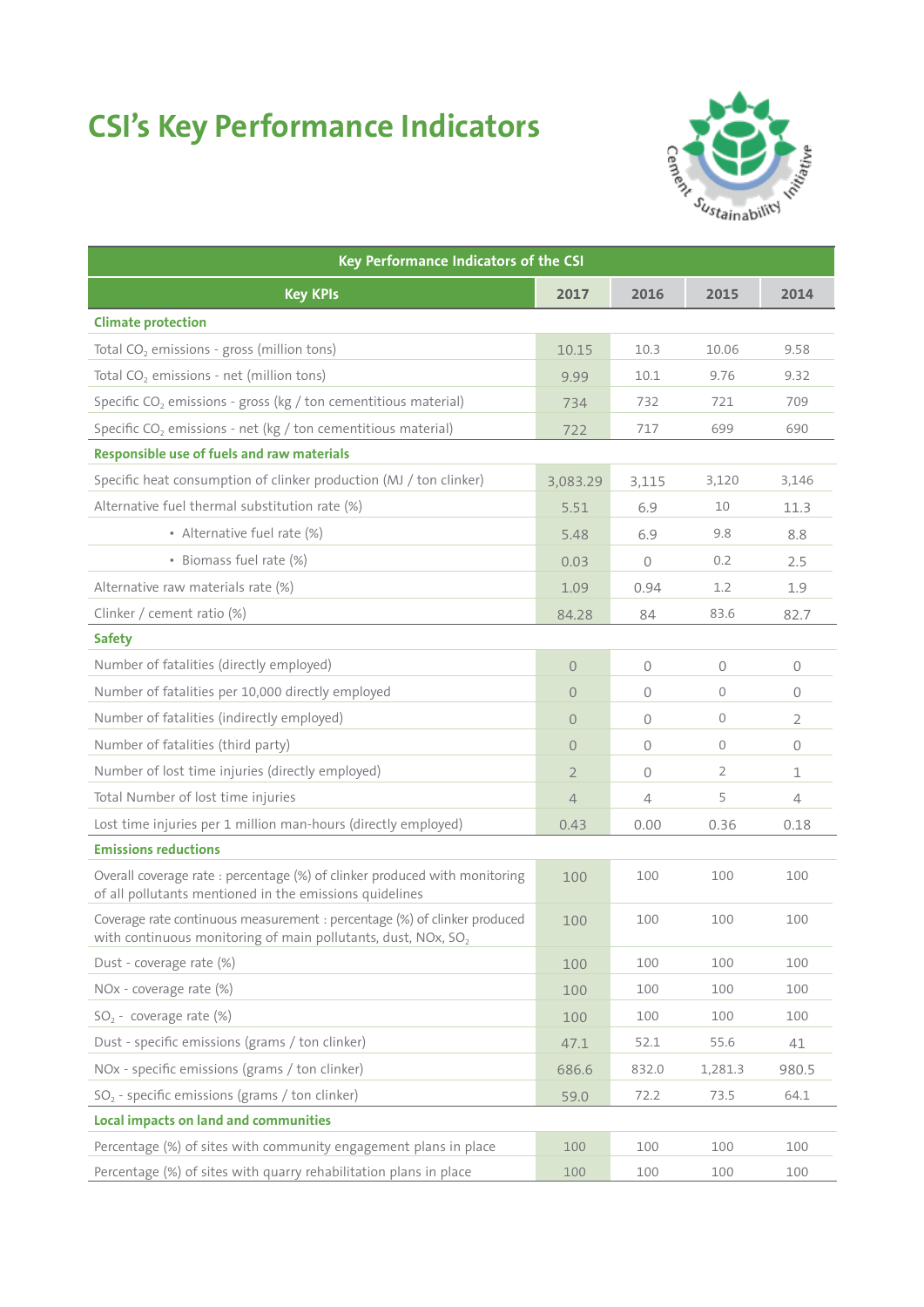# CSI's Key Performance Indicators

Cement Sustainability Initiative

| Key Performance Indicators of the CSI | | | | |
|---|---|---|---|---|
| **Key KPIs** | **2017** | **2016** | **2015** | **2014** |
| **Climate protection** | | | | |
| Total $CO_2$ emissions - gross (million tons) | 10.15 | 10.3 | 10.06 | 9.58 |
| Total $CO_2$ emissions - net (million tons) | 9.99 | 10.1 | 9.76 | 9.32 |
| Specific $CO_2$ emissions - gross (kg / ton cementitious material) | 734 | 732 | 721 | 709 |
| Specific $CO_2$ emissions - net (kg / ton cementitious material) | 722 | 717 | 699 | 690 |
| **Responsible use of fuels and raw materials** | | | | |
| Specific heat consumption of clinker production (MJ / ton clinker) | 3,083.29 | 3,115 | 3,120 | 3,146 |
| Alternative fuel thermal substitution rate (%) | 5.51 | 6.9 | 10 | 11.3 |
| • Alternative fuel rate (%) | 5.48 | 6.9 | 9.8 | 8.8 |
| • Biomass fuel rate (%) | 0.03 | 0 | 0.2 | 2.5 |
| Alternative raw materials rate (%) | 1.09 | 0.94 | 1.2 | 1.9 |
| Clinker / cement ratio (%) | 84.28 | 84 | 83.6 | 82.7 |
| **Safety** | | | | |
| Number of fatalities (directly employed) | 0 | 0 | 0 | 0 |
| Number of fatalities per 10,000 directly employed | 0 | 0 | 0 | 0 |
| Number of fatalities (indirectly employed) | 0 | 0 | 0 | 2 |
| Number of fatalities (third party) | 0 | 0 | 0 | 0 |
| Number of lost time injuries (directly employed) | 2 | 0 | 2 | 1 |
| Total Number of lost time injuries | 4 | 4 | 5 | 4 |
| Lost time injuries per 1 million man-hours (directly employed) | 0.43 | 0.00 | 0.36 | 0.18 |
| **Emissions reductions** | | | | |
| Overall coverage rate : percentage (%) of clinker produced with monitoring of all pollutants mentioned in the emissions guidelines | 100 | 100 | 100 | 100 |
| Coverage rate continuous measurement : percentage (%) of clinker produced with continuous monitoring of main pollutants, dust, NOx, $SO_2$ | 100 | 100 | 100 | 100 |
| Dust - coverage rate (%) | 100 | 100 | 100 | 100 |
| NOx - coverage rate (%) | 100 | 100 | 100 | 100 |
| $SO_2$ - coverage rate (%) | 100 | 100 | 100 | 100 |
| Dust - specific emissions (grams / ton clinker) | 47.1 | 52.1 | 55.6 | 41 |
| NOx - specific emissions (grams / ton clinker) | 686.6 | 832.0 | 1,281.3 | 980.5 |
| $SO_2$ - specific emissions (grams / ton clinker) | 59.0 | 72.2 | 73.5 | 64.1 |
| **Local impacts on land and communities** | | | | |
| Percentage (%) of sites with community engagement plans in place | 100 | 100 | 100 | 100 |
| Percentage (%) of sites with quarry rehabilitation plans in place | 100 | 100 | 100 | 100 |